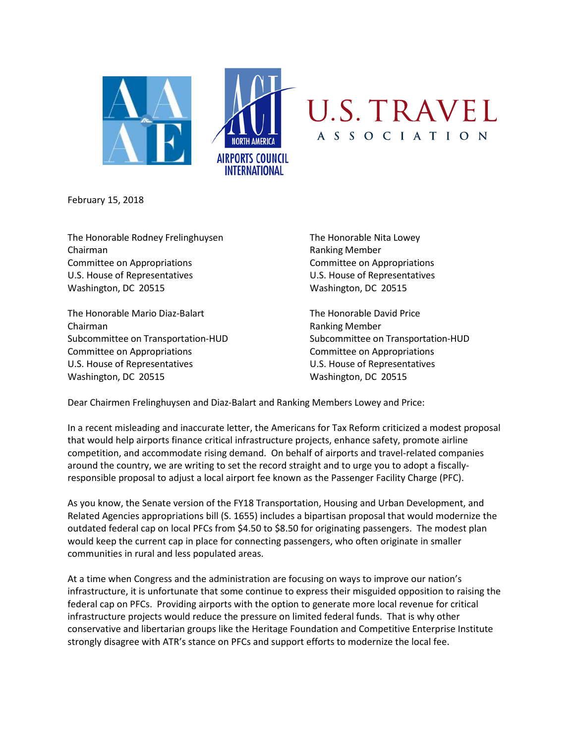February 15, 2018

The Honorable Rodney Frelinghuysen
Chairman
Committee on Appropriations
U.S. House of Representatives
Washington, DC 20515

The Honorable Nita Lowey
Ranking Member
Committee on Appropriations
U.S. House of Representatives
Washington, DC 20515

The Honorable Mario Diaz-Balart
Chairman
Subcommittee on Transportation-HUD
Committee on Appropriations
U.S. House of Representatives
Washington, DC 20515

The Honorable David Price
Ranking Member
Subcommittee on Transportation-HUD
Committee on Appropriations
U.S. House of Representatives
Washington, DC 20515

Dear Chairmen Frelinghuysen and Diaz-Balart and Ranking Members Lowey and Price:

In a recent misleading and inaccurate letter, the Americans for Tax Reform criticized a modest proposal that would help airports finance critical infrastructure projects, enhance safety, promote airline competition, and accommodate rising demand. On behalf of airports and travel-related companies around the country, we are writing to set the record straight and to urge you to adopt a fiscally-responsible proposal to adjust a local airport fee known as the Passenger Facility Charge (PFC).

As you know, the Senate version of the FY18 Transportation, Housing and Urban Development, and Related Agencies appropriations bill (S. 1655) includes a bipartisan proposal that would modernize the outdated federal cap on local PFCs from $4.50 to $8.50 for originating passengers. The modest plan would keep the current cap in place for connecting passengers, who often originate in smaller communities in rural and less populated areas.

At a time when Congress and the administration are focusing on ways to improve our nation's infrastructure, it is unfortunate that some continue to express their misguided opposition to raising the federal cap on PFCs. Providing airports with the option to generate more local revenue for critical infrastructure projects would reduce the pressure on limited federal funds. That is why other conservative and libertarian groups like the Heritage Foundation and Competitive Enterprise Institute strongly disagree with ATR's stance on PFCs and support efforts to modernize the local fee.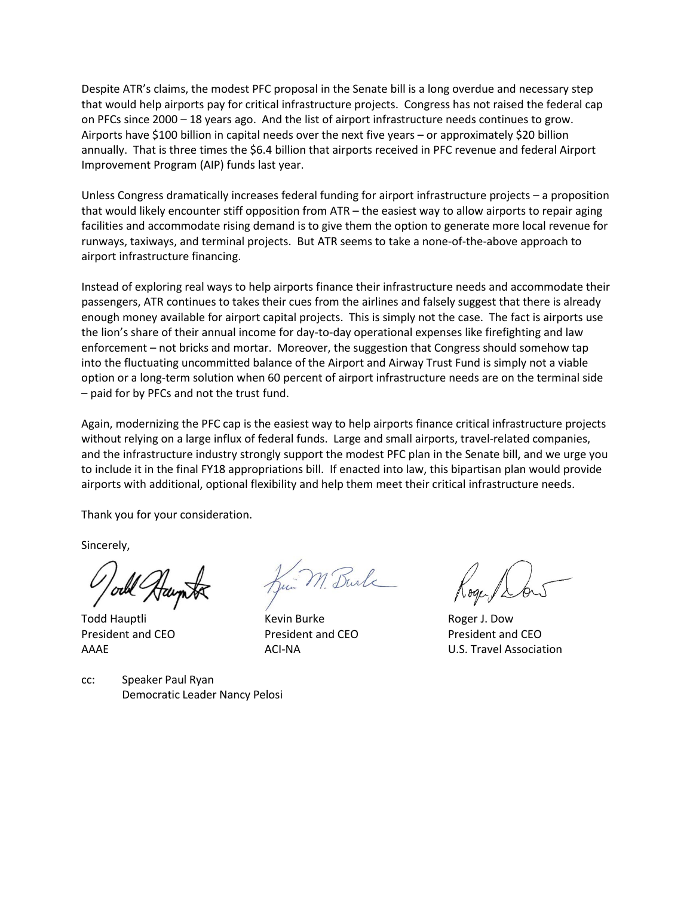Despite ATR's claims, the modest PFC proposal in the Senate bill is a long overdue and necessary step that would help airports pay for critical infrastructure projects. Congress has not raised the federal cap on PFCs since 2000 – 18 years ago. And the list of airport infrastructure needs continues to grow. Airports have $100 billion in capital needs over the next five years – or approximately $20 billion annually. That is three times the $6.4 billion that airports received in PFC revenue and federal Airport Improvement Program (AIP) funds last year.

Unless Congress dramatically increases federal funding for airport infrastructure projects – a proposition that would likely encounter stiff opposition from ATR – the easiest way to allow airports to repair aging facilities and accommodate rising demand is to give them the option to generate more local revenue for runways, taxiways, and terminal projects. But ATR seems to take a none-of-the-above approach to airport infrastructure financing.

Instead of exploring real ways to help airports finance their infrastructure needs and accommodate their passengers, ATR continues to takes their cues from the airlines and falsely suggest that there is already enough money available for airport capital projects. This is simply not the case. The fact is airports use the lion's share of their annual income for day-to-day operational expenses like firefighting and law enforcement – not bricks and mortar. Moreover, the suggestion that Congress should somehow tap into the fluctuating uncommitted balance of the Airport and Airway Trust Fund is simply not a viable option or a long-term solution when 60 percent of airport infrastructure needs are on the terminal side – paid for by PFCs and not the trust fund.

Again, modernizing the PFC cap is the easiest way to help airports finance critical infrastructure projects without relying on a large influx of federal funds. Large and small airports, travel-related companies, and the infrastructure industry strongly support the modest PFC plan in the Senate bill, and we urge you to include it in the final FY18 appropriations bill. If enacted into law, this bipartisan plan would provide airports with additional, optional flexibility and help them meet their critical infrastructure needs.

Thank you for your consideration.

Sincerely,

Todd Hauptli
President and CEO
AAAE

Kevin Burke
President and CEO
ACI-NA

Roger J. Dow
President and CEO
U.S. Travel Association

cc: Speaker Paul Ryan
Democratic Leader Nancy Pelosi